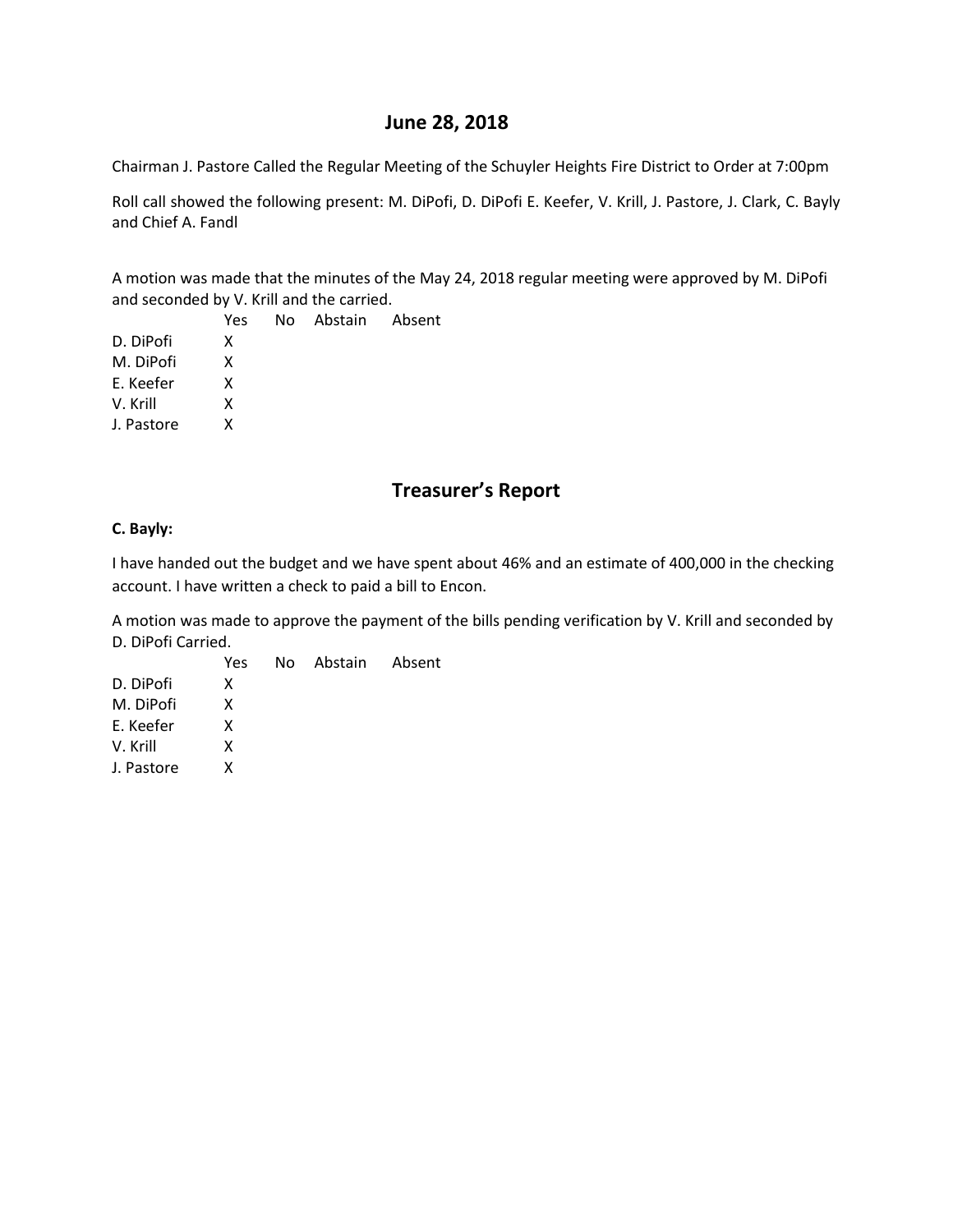# June 28, 2018

Chairman J. Pastore Called the Regular Meeting of the Schuyler Heights Fire District to Order at 7:00pm

Roll call showed the following present: M. DiPofi, D. DiPofi E. Keefer, V. Krill, J. Pastore, J. Clark, C. Bayly and Chief A. Fandl

A motion was made that the minutes of the May 24, 2018 regular meeting were approved by M. DiPofi and seconded by V. Krill and the carried.

| | Yes | No | Abstain | Absent |
|---|---|---|---|---|
| D. DiPofi | X | | | |
| M. DiPofi | X | | | |
| E. Keefer | X | | | |
| V. Krill | X | | | |
| J. Pastore | X | | | |

# Treasurer's Report

**C. Bayly:**

I have handed out the budget and we have spent about 46% and an estimate of 400,000 in the checking account. I have written a check to paid a bill to Encon.

A motion was made to approve the payment of the bills pending verification by V. Krill and seconded by D. DiPofi Carried.

| | Yes | No | Abstain | Absent |
|---|---|---|---|---|
| D. DiPofi | X | | | |
| M. DiPofi | X | | | |
| E. Keefer | X | | | |
| V. Krill | X | | | |
| J. Pastore | X | | | |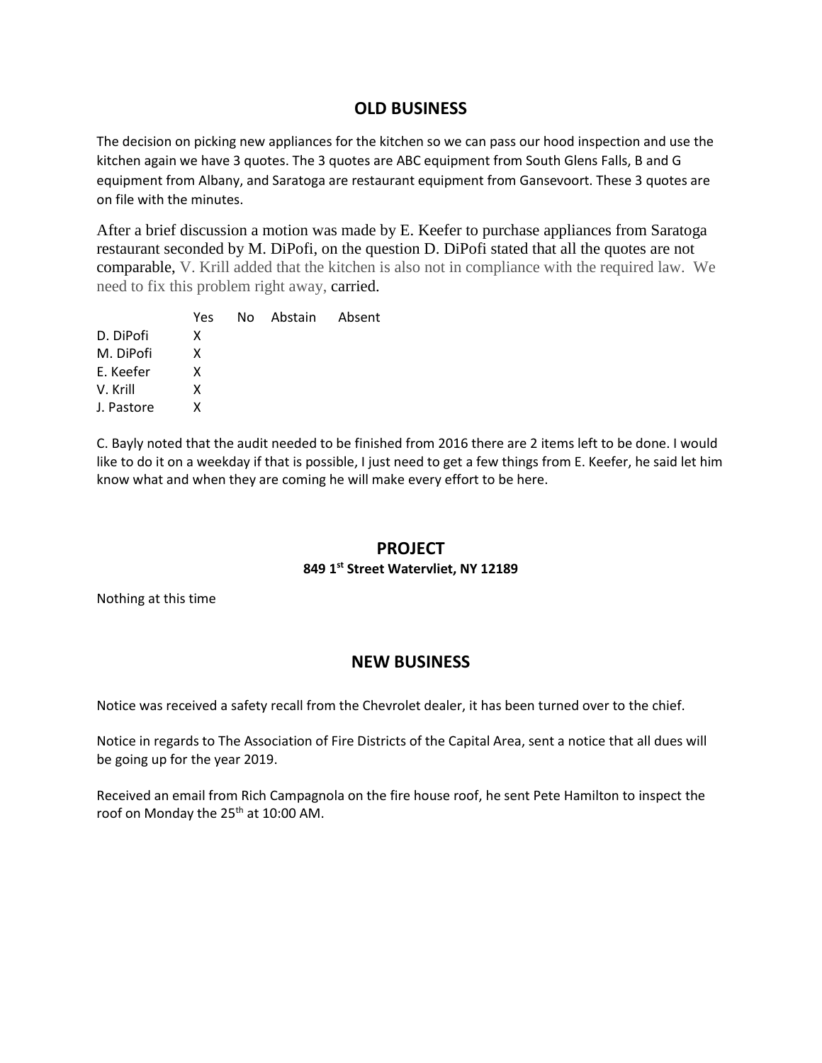## OLD BUSINESS

The decision on picking new appliances for the kitchen so we can pass our hood inspection and use the kitchen again we have 3 quotes. The 3 quotes are ABC equipment from South Glens Falls, B and G equipment from Albany, and Saratoga are restaurant equipment from Gansevoort. These 3 quotes are on file with the minutes.

After a brief discussion a motion was made by E. Keefer to purchase appliances from Saratoga restaurant seconded by M. DiPofi, on the question D. DiPofi stated that all the quotes are not comparable, V. Krill added that the kitchen is also not in compliance with the required law. We need to fix this problem right away, carried.

| | Yes | No | Abstain | Absent |
|---|---|---|---|---|
| D. DiPofi | X | | | |
| M. DiPofi | X | | | |
| E. Keefer | X | | | |
| V. Krill | X | | | |
| J. Pastore | X | | | |

C. Bayly noted that the audit needed to be finished from 2016 there are 2 items left to be done. I would like to do it on a weekday if that is possible, I just need to get a few things from E. Keefer, he said let him know what and when they are coming he will make every effort to be here.

## PROJECT

**849 1st Street Watervliet, NY 12189**

Nothing at this time

## NEW BUSINESS

Notice was received a safety recall from the Chevrolet dealer, it has been turned over to the chief.

Notice in regards to The Association of Fire Districts of the Capital Area, sent a notice that all dues will be going up for the year 2019.

Received an email from Rich Campagnola on the fire house roof, he sent Pete Hamilton to inspect the roof on Monday the 25th at 10:00 AM.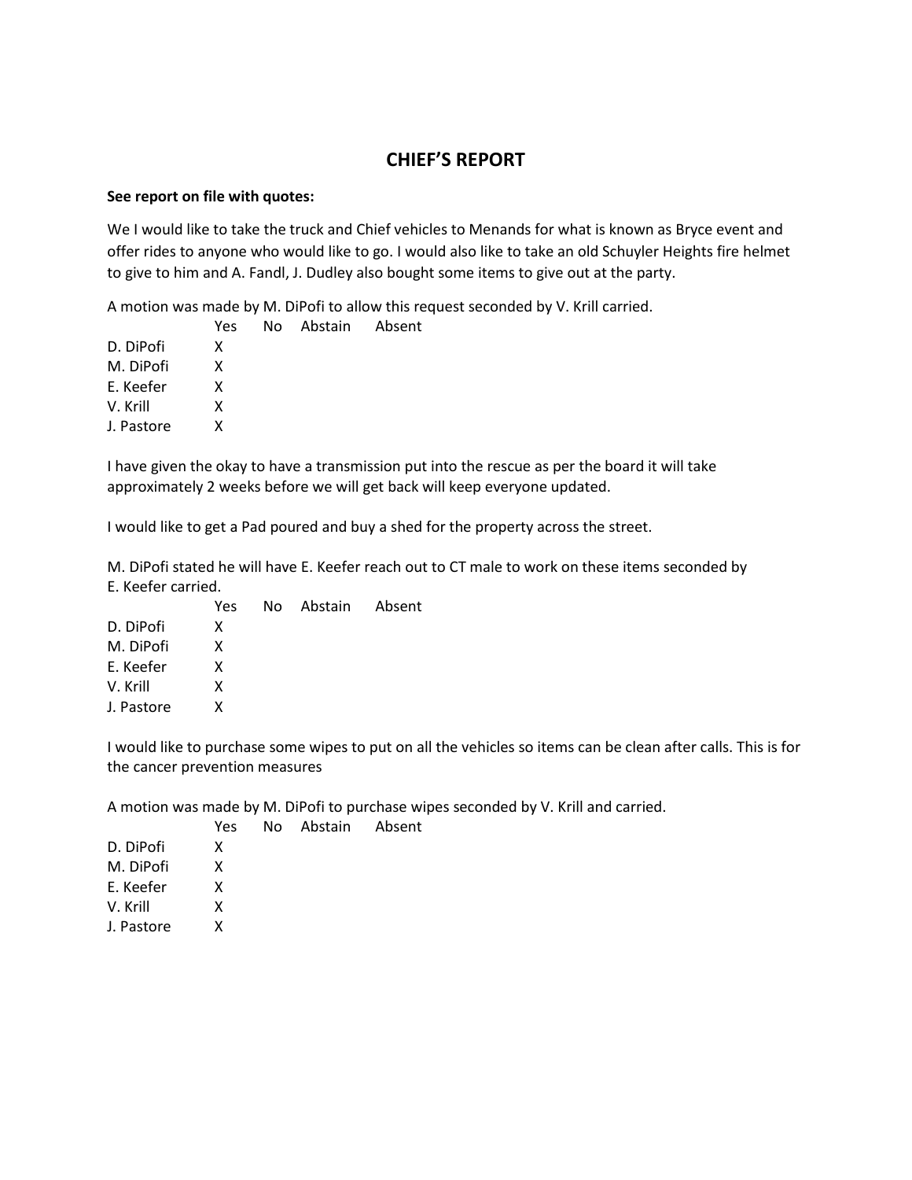## CHIEF'S REPORT

**See report on file with quotes:**

We I would like to take the truck and Chief vehicles to Menands for what is known as Bryce event and offer rides to anyone who would like to go. I would also like to take an old Schuyler Heights fire helmet to give to him and A. Fandl, J. Dudley also bought some items to give out at the party.

A motion was made by M. DiPofi to allow this request seconded by V. Krill carried.

| | Yes | No | Abstain | Absent |
|---|---|---|---|---|
| D. DiPofi | X | | | |
| M. DiPofi | X | | | |
| E. Keefer | X | | | |
| V. Krill | X | | | |
| J. Pastore | X | | | |

I have given the okay to have a transmission put into the rescue as per the board it will take approximately 2 weeks before we will get back will keep everyone updated.

I would like to get a Pad poured and buy a shed for the property across the street.

M. DiPofi stated he will have E. Keefer reach out to CT male to work on these items seconded by E. Keefer carried.

| | Yes | No | Abstain | Absent |
|---|---|---|---|---|
| D. DiPofi | X | | | |
| M. DiPofi | X | | | |
| E. Keefer | X | | | |
| V. Krill | X | | | |
| J. Pastore | X | | | |

I would like to purchase some wipes to put on all the vehicles so items can be clean after calls. This is for the cancer prevention measures

A motion was made by M. DiPofi to purchase wipes seconded by V. Krill and carried.

| | Yes | No | Abstain | Absent |
|---|---|---|---|---|
| D. DiPofi | X | | | |
| M. DiPofi | X | | | |
| E. Keefer | X | | | |
| V. Krill | X | | | |
| J. Pastore | X | | | |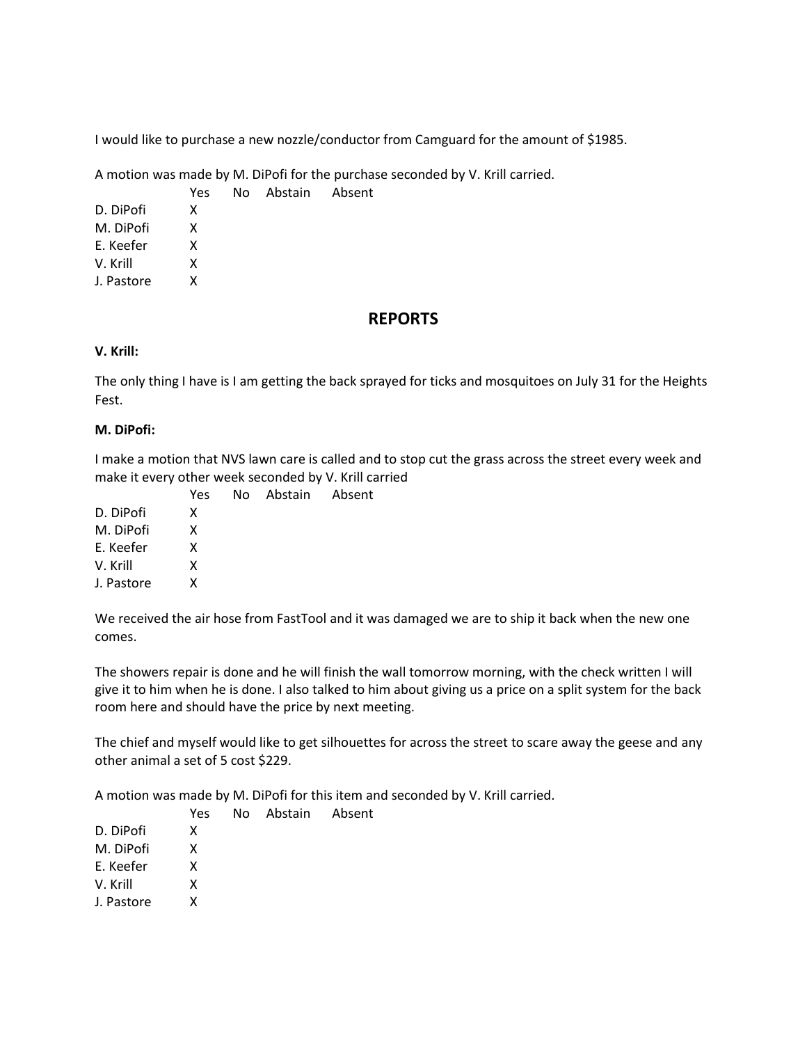I would like to purchase a new nozzle/conductor from Camguard for the amount of $1985.

A motion was made by M. DiPofi for the purchase seconded by V. Krill carried.

| | Yes | No | Abstain | Absent |
|---|---|---|---|---|
| D. DiPofi | X | | | |
| M. DiPofi | X | | | |
| E. Keefer | X | | | |
| V. Krill | X | | | |
| J. Pastore | X | | | |

## REPORTS

**V. Krill:**

The only thing I have is I am getting the back sprayed for ticks and mosquitoes on July 31 for the Heights Fest.

**M. DiPofi:**

I make a motion that NVS lawn care is called and to stop cut the grass across the street every week and make it every other week seconded by V. Krill carried

| | Yes | No | Abstain | Absent |
|---|---|---|---|---|
| D. DiPofi | X | | | |
| M. DiPofi | X | | | |
| E. Keefer | X | | | |
| V. Krill | X | | | |
| J. Pastore | X | | | |

We received the air hose from FastTool and it was damaged we are to ship it back when the new one comes.

The showers repair is done and he will finish the wall tomorrow morning, with the check written I will give it to him when he is done. I also talked to him about giving us a price on a split system for the back room here and should have the price by next meeting.

The chief and myself would like to get silhouettes for across the street to scare away the geese and any other animal a set of 5 cost $229.

A motion was made by M. DiPofi for this item and seconded by V. Krill carried.

| | Yes | No | Abstain | Absent |
|---|---|---|---|---|
| D. DiPofi | X | | | |
| M. DiPofi | X | | | |
| E. Keefer | X | | | |
| V. Krill | X | | | |
| J. Pastore | X | | | |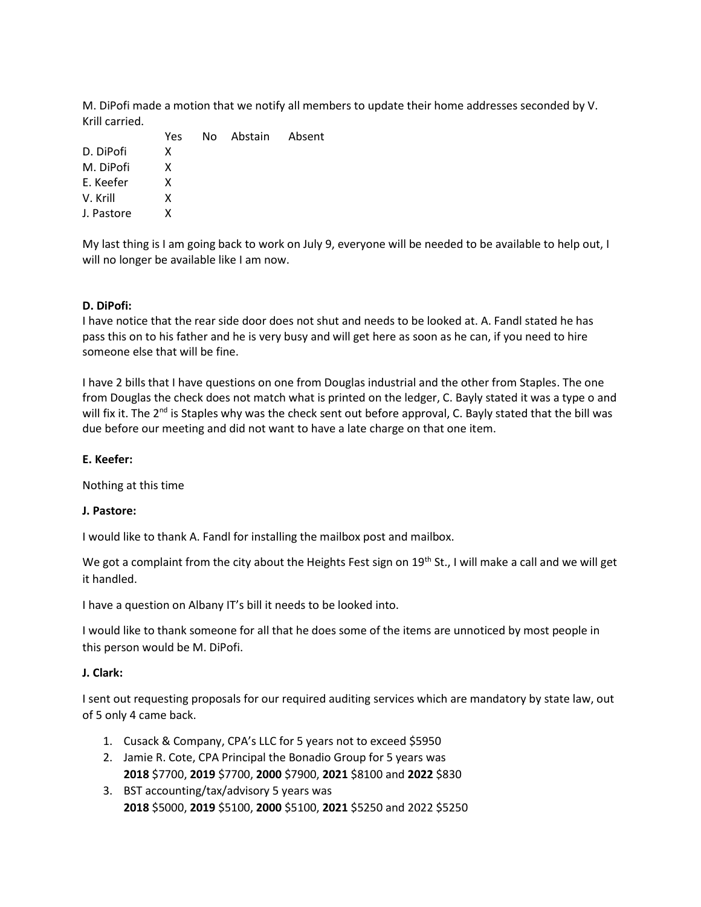M. DiPofi made a motion that we notify all members to update their home addresses seconded by V. Krill carried.

| | Yes | No | Abstain | Absent |
|---|---|---|---|---|
| D. DiPofi | X | | | |
| M. DiPofi | X | | | |
| E. Keefer | X | | | |
| V. Krill | X | | | |
| J. Pastore | X | | | |

My last thing is I am going back to work on July 9, everyone will be needed to be available to help out, I will no longer be available like I am now.

**D. DiPofi:**

I have notice that the rear side door does not shut and needs to be looked at. A. Fandl stated he has pass this on to his father and he is very busy and will get here as soon as he can, if you need to hire someone else that will be fine.

I have 2 bills that I have questions on one from Douglas industrial and the other from Staples. The one from Douglas the check does not match what is printed on the ledger, C. Bayly stated it was a type o and will fix it. The 2nd is Staples why was the check sent out before approval, C. Bayly stated that the bill was due before our meeting and did not want to have a late charge on that one item.

**E. Keefer:**

Nothing at this time

**J. Pastore:**

I would like to thank A. Fandl for installing the mailbox post and mailbox.

We got a complaint from the city about the Heights Fest sign on 19th St., I will make a call and we will get it handled.

I have a question on Albany IT's bill it needs to be looked into.

I would like to thank someone for all that he does some of the items are unnoticed by most people in this person would be M. DiPofi.

**J. Clark:**

I sent out requesting proposals for our required auditing services which are mandatory by state law, out of 5 only 4 came back.

1. Cusack & Company, CPA's LLC for 5 years not to exceed $5950
2. Jamie R. Cote, CPA Principal the Bonadio Group for 5 years was **2018** $7700, **2019** $7700, **2000** $7900, **2021** $8100 and **2022** $830
3. BST accounting/tax/advisory 5 years was **2018** $5000, **2019** $5100, **2000** $5100, **2021** $5250 and 2022 $5250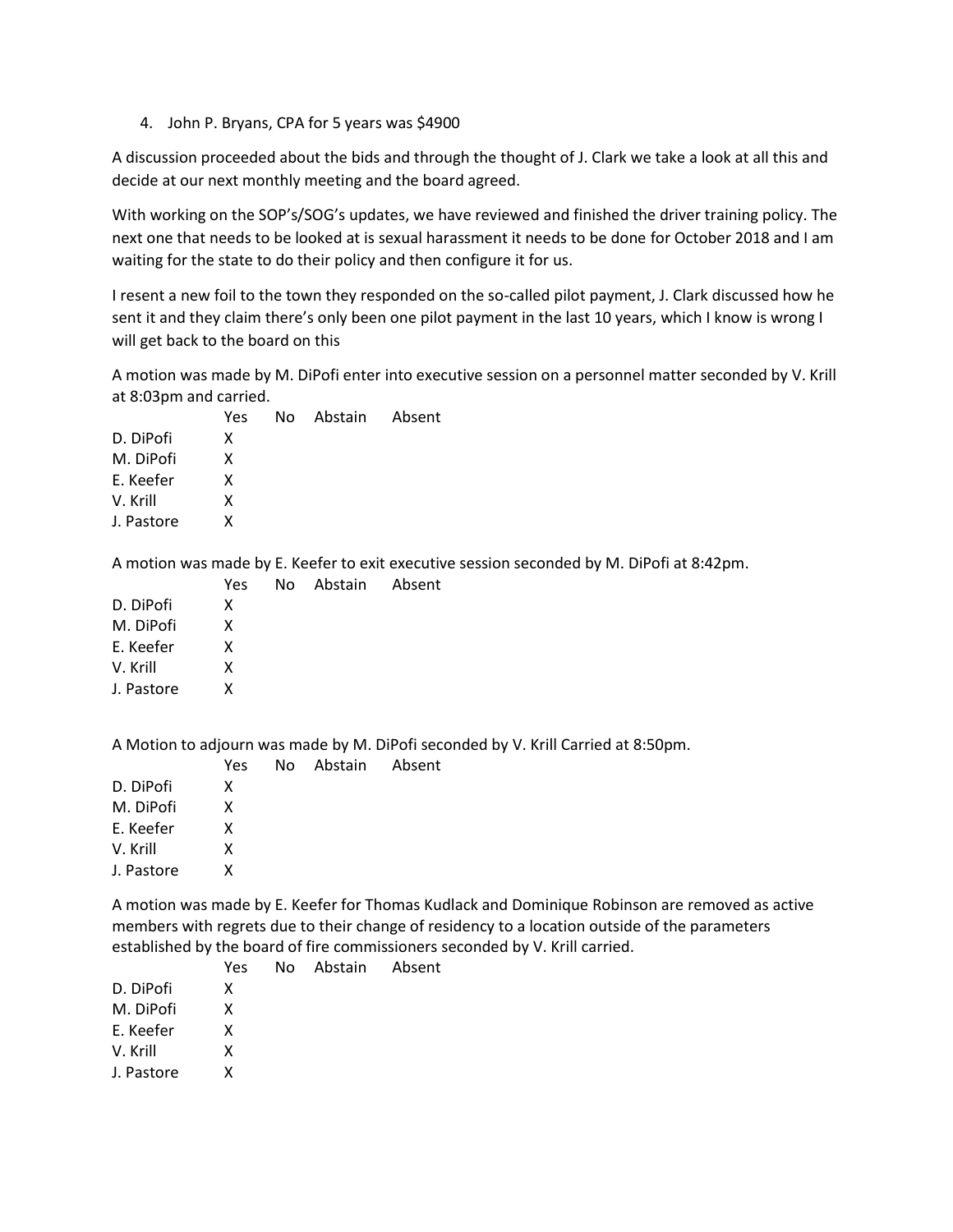4. John P. Bryans, CPA for 5 years was $4900

A discussion proceeded about the bids and through the thought of J. Clark we take a look at all this and decide at our next monthly meeting and the board agreed.

With working on the SOP's/SOG's updates, we have reviewed and finished the driver training policy. The next one that needs to be looked at is sexual harassment it needs to be done for October 2018 and I am waiting for the state to do their policy and then configure it for us.

I resent a new foil to the town they responded on the so-called pilot payment, J. Clark discussed how he sent it and they claim there's only been one pilot payment in the last 10 years, which I know is wrong I will get back to the board on this

A motion was made by M. DiPofi enter into executive session on a personnel matter seconded by V. Krill at 8:03pm and carried.

| | Yes | No | Abstain | Absent |
|---|---|---|---|---|
| D. DiPofi | X | | | |
| M. DiPofi | X | | | |
| E. Keefer | X | | | |
| V. Krill | X | | | |
| J. Pastore | X | | | |

A motion was made by E. Keefer to exit executive session seconded by M. DiPofi at 8:42pm.

| | Yes | No | Abstain | Absent |
|---|---|---|---|---|
| D. DiPofi | X | | | |
| M. DiPofi | X | | | |
| E. Keefer | X | | | |
| V. Krill | X | | | |
| J. Pastore | X | | | |

A Motion to adjourn was made by M. DiPofi seconded by V. Krill Carried at 8:50pm.

| | Yes | No | Abstain | Absent |
|---|---|---|---|---|
| D. DiPofi | X | | | |
| M. DiPofi | X | | | |
| E. Keefer | X | | | |
| V. Krill | X | | | |
| J. Pastore | X | | | |

A motion was made by E. Keefer for Thomas Kudlack and Dominique Robinson are removed as active members with regrets due to their change of residency to a location outside of the parameters established by the board of fire commissioners seconded by V. Krill carried.

| | Yes | No | Abstain | Absent |
|---|---|---|---|---|
| D. DiPofi | X | | | |
| M. DiPofi | X | | | |
| E. Keefer | X | | | |
| V. Krill | X | | | |
| J. Pastore | X | | | |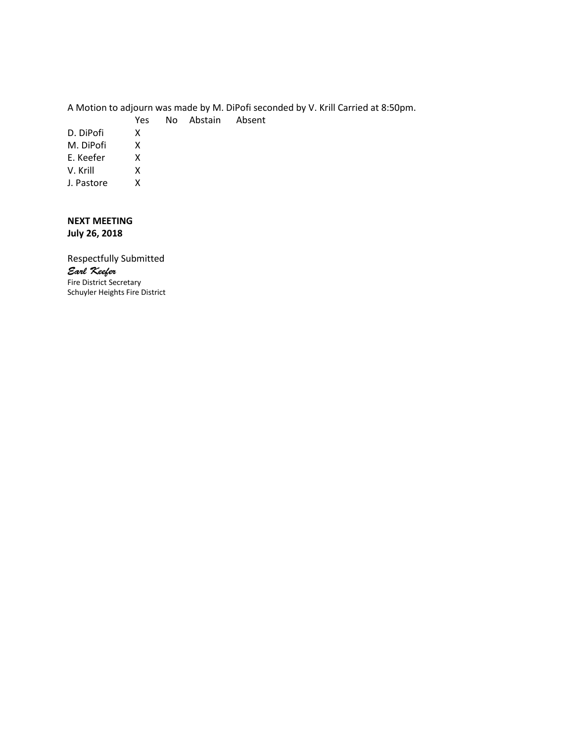A Motion to adjourn was made by M. DiPofi seconded by V. Krill Carried at 8:50pm.

| | Yes | No | Abstain | Absent |
|---|---|---|---|---|
| D. DiPofi | X | | | |
| M. DiPofi | X | | | |
| E. Keefer | X | | | |
| V. Krill | X | | | |
| J. Pastore | X | | | |

**NEXT MEETING**
**July 26, 2018**

Respectfully Submitted
*Earl Keefer*
Fire District Secretary
Schuyler Heights Fire District